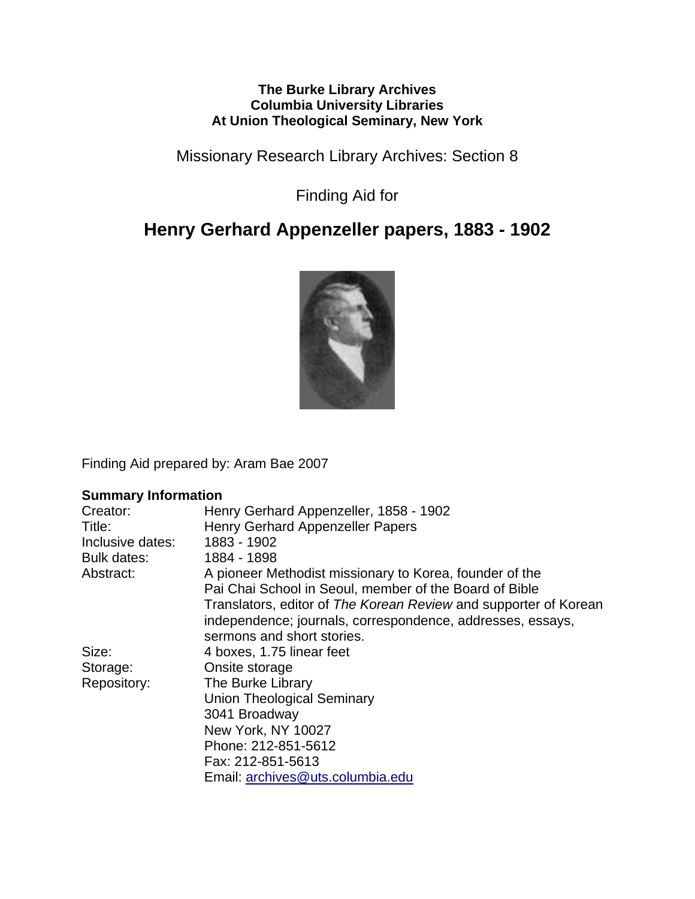**The Burke Library Archives**
**Columbia University Libraries**
**At Union Theological Seminary, New York**

Missionary Research Library Archives: Section 8

Finding Aid for

# Henry Gerhard Appenzeller papers, 1883 - 1902

Finding Aid prepared by: Aram Bae 2007

## Summary Information

| | |
|---|---|
| Creator: | Henry Gerhard Appenzeller, 1858 - 1902 |
| Title: | Henry Gerhard Appenzeller Papers |
| Inclusive dates: | 1883 - 1902 |
| Bulk dates: | 1884 - 1898 |
| Abstract: | A pioneer Methodist missionary to Korea, founder of the Pai Chai School in Seoul, member of the Board of Bible Translators, editor of *The Korean Review* and supporter of Korean independence; journals, correspondence, addresses, essays, sermons and short stories. |
| Size: | 4 boxes, 1.75 linear feet |
| Storage: | Onsite storage |
| Repository: | The Burke Library<br>Union Theological Seminary<br>3041 Broadway<br>New York, NY 10027<br>Phone: 212-851-5612<br>Fax: 212-851-5613<br>Email: archives@uts.columbia.edu |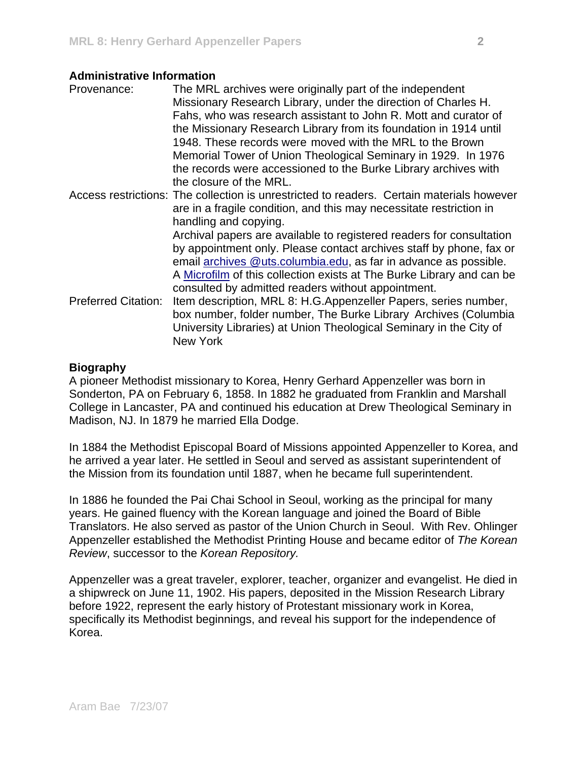### Administrative Information

**Provenance:** The MRL archives were originally part of the independent Missionary Research Library, under the direction of Charles H. Fahs, who was research assistant to John R. Mott and curator of the Missionary Research Library from its foundation in 1914 until 1948. These records were moved with the MRL to the Brown Memorial Tower of Union Theological Seminary in 1929. In 1976 the records were accessioned to the Burke Library archives with the closure of the MRL.

**Access restrictions:** The collection is unrestricted to readers. Certain materials however are in a fragile condition, and this may necessitate restriction in handling and copying.
Archival papers are available to registered readers for consultation by appointment only. Please contact archives staff by phone, fax or email [archives @uts.columbia.edu](mailto:archives@uts.columbia.edu), as far in advance as possible.
A [Microfilm](#) of this collection exists at The Burke Library and can be consulted by admitted readers without appointment.

**Preferred Citation:** Item description, MRL 8: H.G.Appenzeller Papers, series number, box number, folder number, The Burke Library Archives (Columbia University Libraries) at Union Theological Seminary in the City of New York

### Biography

A pioneer Methodist missionary to Korea, Henry Gerhard Appenzeller was born in Sonderton, PA on February 6, 1858. In 1882 he graduated from Franklin and Marshall College in Lancaster, PA and continued his education at Drew Theological Seminary in Madison, NJ. In 1879 he married Ella Dodge.

In 1884 the Methodist Episcopal Board of Missions appointed Appenzeller to Korea, and he arrived a year later. He settled in Seoul and served as assistant superintendent of the Mission from its foundation until 1887, when he became full superintendent.

In 1886 he founded the Pai Chai School in Seoul, working as the principal for many years. He gained fluency with the Korean language and joined the Board of Bible Translators. He also served as pastor of the Union Church in Seoul. With Rev. Ohlinger Appenzeller established the Methodist Printing House and became editor of *The Korean Review*, successor to the *Korean Repository.*

Appenzeller was a great traveler, explorer, teacher, organizer and evangelist. He died in a shipwreck on June 11, 1902. His papers, deposited in the Mission Research Library before 1922, represent the early history of Protestant missionary work in Korea, specifically its Methodist beginnings, and reveal his support for the independence of Korea.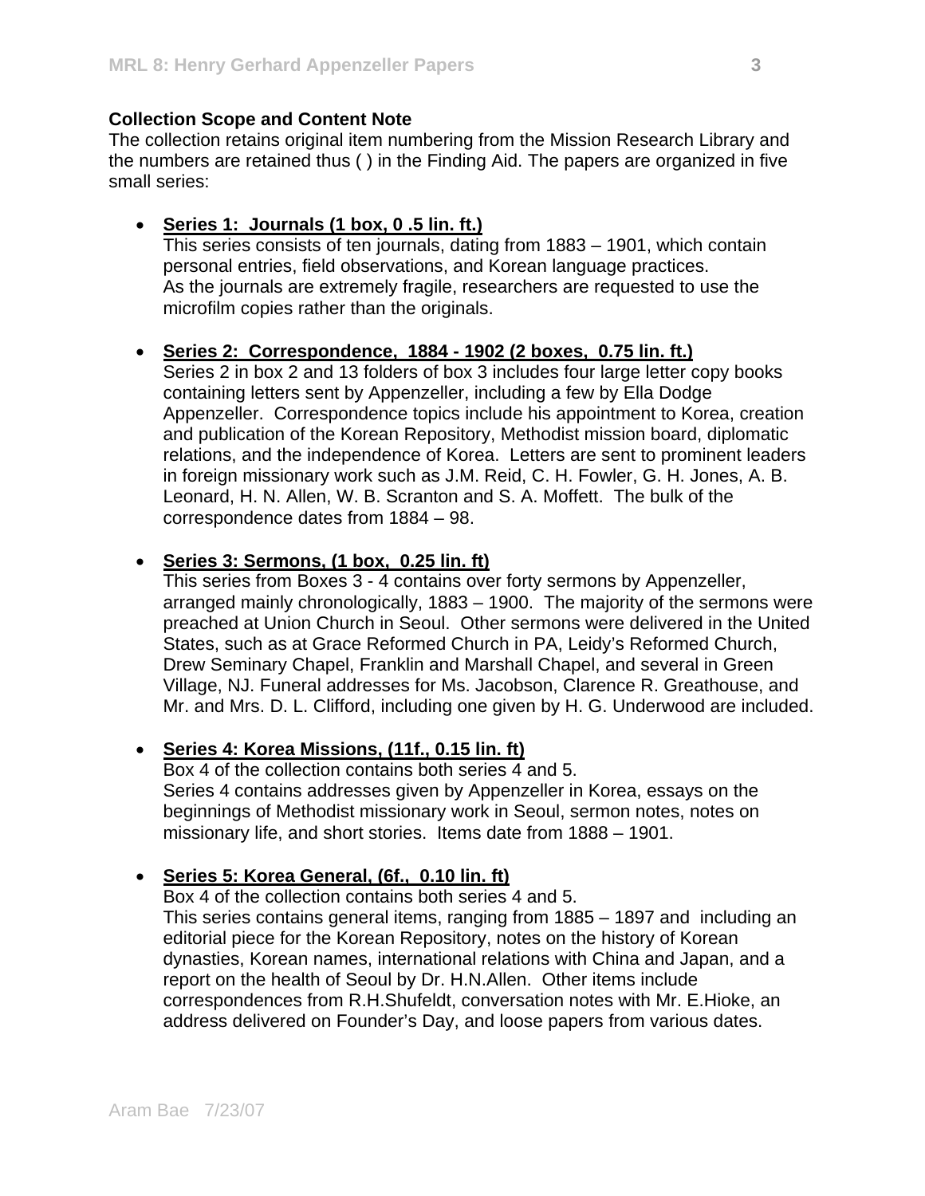**Collection Scope and Content Note**

The collection retains original item numbering from the Mission Research Library and the numbers are retained thus ( ) in the Finding Aid. The papers are organized in five small series:

- **Series 1: Journals (1 box, 0 .5 lin. ft.)**
  This series consists of ten journals, dating from 1883 – 1901, which contain personal entries, field observations, and Korean language practices.
  As the journals are extremely fragile, researchers are requested to use the microfilm copies rather than the originals.

- **Series 2: Correspondence, 1884 - 1902 (2 boxes, 0.75 lin. ft.)**
  Series 2 in box 2 and 13 folders of box 3 includes four large letter copy books containing letters sent by Appenzeller, including a few by Ella Dodge Appenzeller. Correspondence topics include his appointment to Korea, creation and publication of the Korean Repository, Methodist mission board, diplomatic relations, and the independence of Korea. Letters are sent to prominent leaders in foreign missionary work such as J.M. Reid, C. H. Fowler, G. H. Jones, A. B. Leonard, H. N. Allen, W. B. Scranton and S. A. Moffett. The bulk of the correspondence dates from 1884 – 98.

- **Series 3: Sermons, (1 box, 0.25 lin. ft)**
  This series from Boxes 3 - 4 contains over forty sermons by Appenzeller, arranged mainly chronologically, 1883 – 1900. The majority of the sermons were preached at Union Church in Seoul. Other sermons were delivered in the United States, such as at Grace Reformed Church in PA, Leidy's Reformed Church, Drew Seminary Chapel, Franklin and Marshall Chapel, and several in Green Village, NJ. Funeral addresses for Ms. Jacobson, Clarence R. Greathouse, and Mr. and Mrs. D. L. Clifford, including one given by H. G. Underwood are included.

- **Series 4: Korea Missions, (11f., 0.15 lin. ft)**
  Box 4 of the collection contains both series 4 and 5.
  Series 4 contains addresses given by Appenzeller in Korea, essays on the beginnings of Methodist missionary work in Seoul, sermon notes, notes on missionary life, and short stories. Items date from 1888 – 1901.

- **Series 5: Korea General, (6f., 0.10 lin. ft)**
  Box 4 of the collection contains both series 4 and 5.
  This series contains general items, ranging from 1885 – 1897 and including an editorial piece for the Korean Repository, notes on the history of Korean dynasties, Korean names, international relations with China and Japan, and a report on the health of Seoul by Dr. H.N.Allen. Other items include correspondences from R.H.Shufeldt, conversation notes with Mr. E.Hioke, an address delivered on Founder's Day, and loose papers from various dates.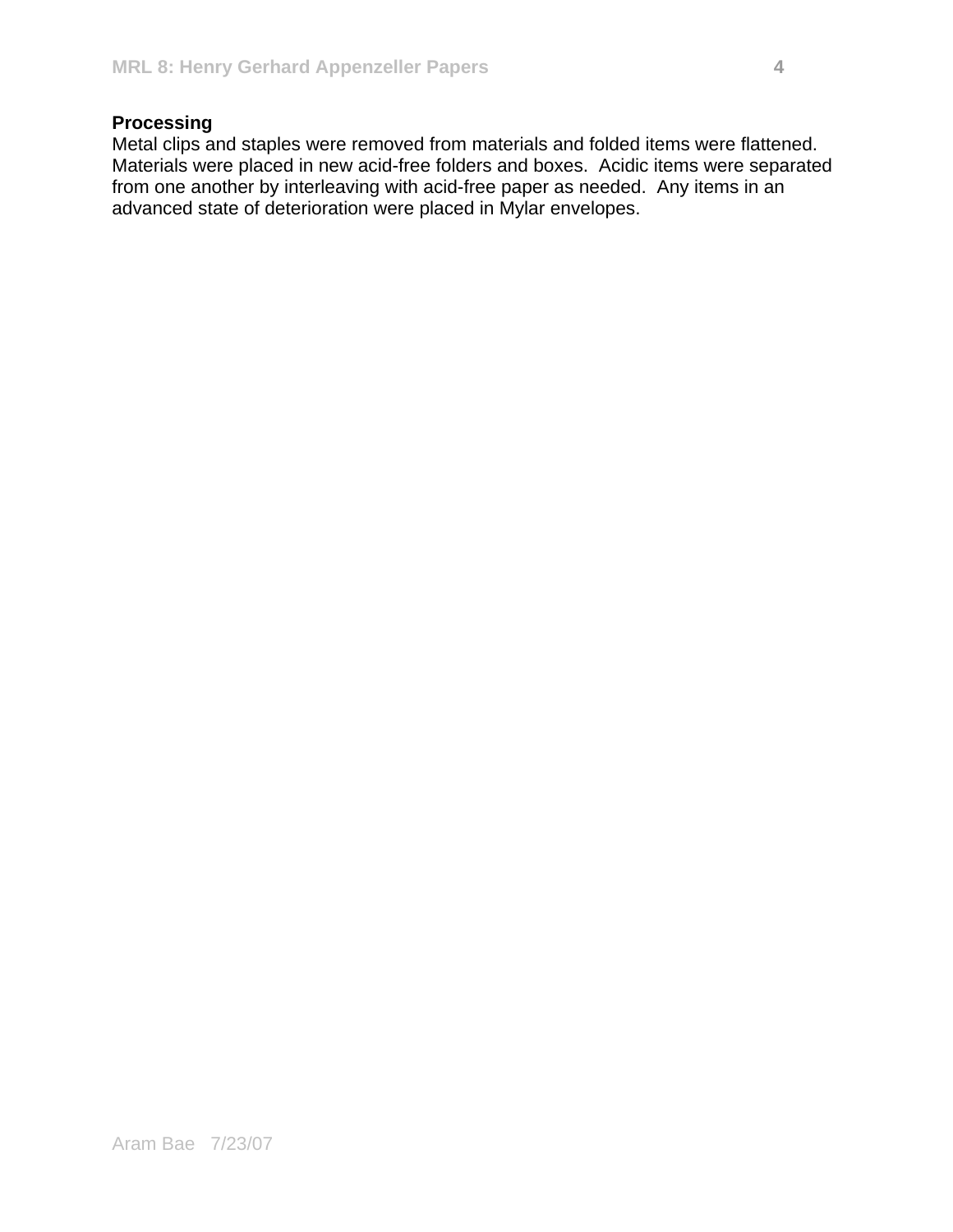**Processing**

Metal clips and staples were removed from materials and folded items were flattened. Materials were placed in new acid-free folders and boxes. Acidic items were separated from one another by interleaving with acid-free paper as needed. Any items in an advanced state of deterioration were placed in Mylar envelopes.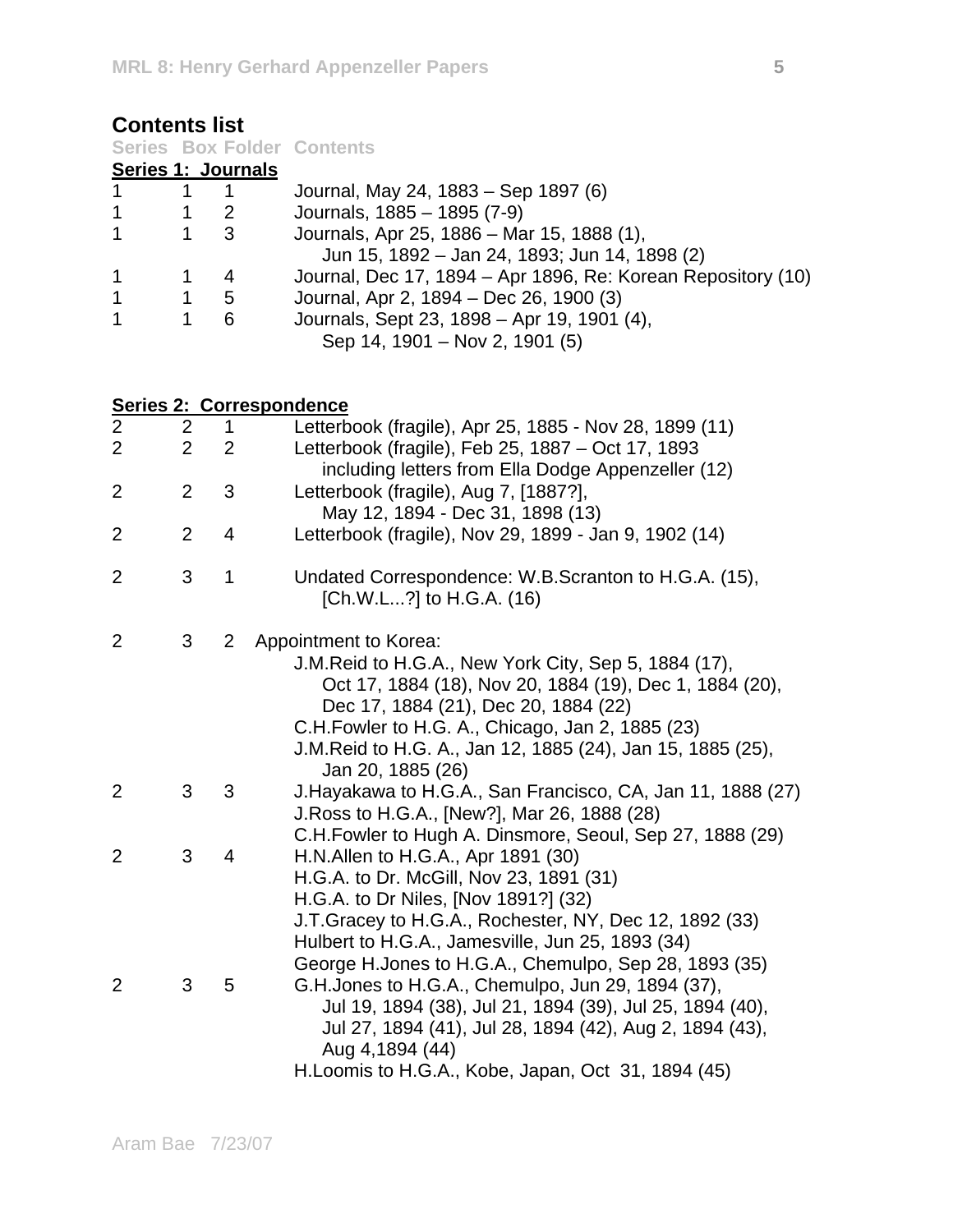## Contents list

| Series | Box | Folder | Contents |
|---|---|---|---|
| **Series 1: Journals** | | | |
| 1 | 1 | 1 | Journal, May 24, 1883 – Sep 1897 (6) |
| 1 | 1 | 2 | Journals, 1885 – 1895 (7-9) |
| 1 | 1 | 3 | Journals, Apr 25, 1886 – Mar 15, 1888 (1), Jun 15, 1892 – Jan 24, 1893; Jun 14, 1898 (2) |
| 1 | 1 | 4 | Journal, Dec 17, 1894 – Apr 1896, Re: Korean Repository (10) |
| 1 | 1 | 5 | Journal, Apr 2, 1894 – Dec 26, 1900 (3) |
| 1 | 1 | 6 | Journals, Sept 23, 1898 – Apr 19, 1901 (4), Sep 14, 1901 – Nov 2, 1901 (5) |
| **Series 2: Correspondence** | | | |
| 2 | 2 | 1 | Letterbook (fragile), Apr 25, 1885 - Nov 28, 1899 (11) |
| 2 | 2 | 2 | Letterbook (fragile), Feb 25, 1887 – Oct 17, 1893 including letters from Ella Dodge Appenzeller (12) |
| 2 | 2 | 3 | Letterbook (fragile), Aug 7, [1887?], May 12, 1894 - Dec 31, 1898 (13) |
| 2 | 2 | 4 | Letterbook (fragile), Nov 29, 1899 - Jan 9, 1902 (14) |
| 2 | 3 | 1 | Undated Correspondence: W.B.Scranton to H.G.A. (15), [Ch.W.L...?] to H.G.A. (16) |
| 2 | 3 | 2 | Appointment to Korea:<br>J.M.Reid to H.G.A., New York City, Sep 5, 1884 (17), Oct 17, 1884 (18), Nov 20, 1884 (19), Dec 1, 1884 (20), Dec 17, 1884 (21), Dec 20, 1884 (22)<br>C.H.Fowler to H.G. A., Chicago, Jan 2, 1885 (23)<br>J.M.Reid to H.G. A., Jan 12, 1885 (24), Jan 15, 1885 (25), Jan 20, 1885 (26) |
| 2 | 3 | 3 | J.Hayakawa to H.G.A., San Francisco, CA, Jan 11, 1888 (27)<br>J.Ross to H.G.A., [New?], Mar 26, 1888 (28)<br>C.H.Fowler to Hugh A. Dinsmore, Seoul, Sep 27, 1888 (29) |
| 2 | 3 | 4 | H.N.Allen to H.G.A., Apr 1891 (30)<br>H.G.A. to Dr. McGill, Nov 23, 1891 (31)<br>H.G.A. to Dr Niles, [Nov 1891?] (32)<br>J.T.Gracey to H.G.A., Rochester, NY, Dec 12, 1892 (33)<br>Hulbert to H.G.A., Jamesville, Jun 25, 1893 (34)<br>George H.Jones to H.G.A., Chemulpo, Sep 28, 1893 (35) |
| 2 | 3 | 5 | G.H.Jones to H.G.A., Chemulpo, Jun 29, 1894 (37), Jul 19, 1894 (38), Jul 21, 1894 (39), Jul 25, 1894 (40), Jul 27, 1894 (41), Jul 28, 1894 (42), Aug 2, 1894 (43), Aug 4,1894 (44)<br>H.Loomis to H.G.A., Kobe, Japan, Oct 31, 1894 (45) |

Aram Bae 7/23/07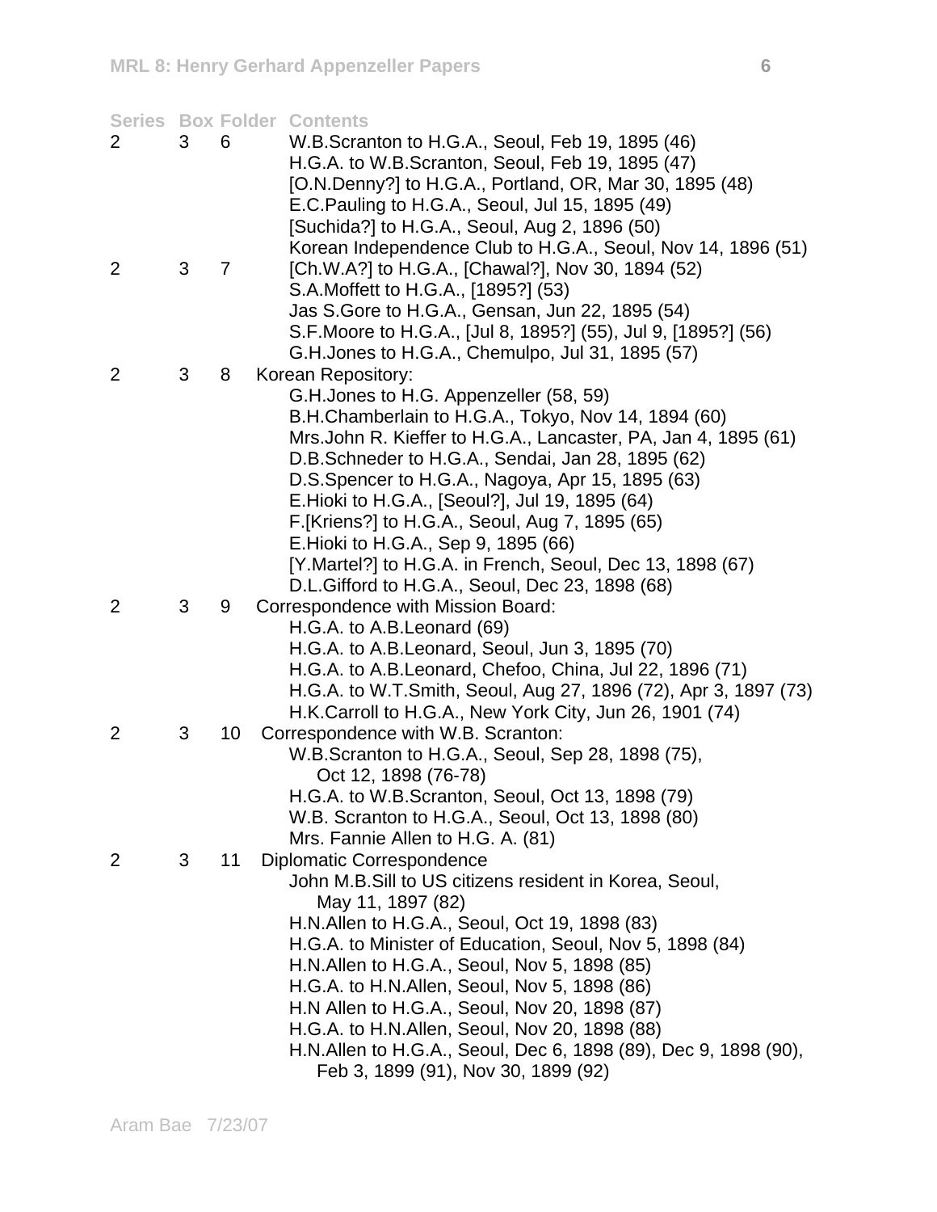| Series | Box | Folder | Contents |
| --- | --- | --- | --- |
| 2 | 3 | 6 | W.B.Scranton to H.G.A., Seoul, Feb 19, 1895 (46)<br>H.G.A. to W.B.Scranton, Seoul, Feb 19, 1895 (47)<br>[O.N.Denny?] to H.G.A., Portland, OR, Mar 30, 1895 (48)<br>E.C.Pauling to H.G.A., Seoul, Jul 15, 1895 (49)<br>[Suchida?] to H.G.A., Seoul, Aug 2, 1896 (50)<br>Korean Independence Club to H.G.A., Seoul, Nov 14, 1896 (51) |
| 2 | 3 | 7 | [Ch.W.A?] to H.G.A., [Chawal?], Nov 30, 1894 (52)<br>S.A.Moffett to H.G.A., [1895?] (53)<br>Jas S.Gore to H.G.A., Gensan, Jun 22, 1895 (54)<br>S.F.Moore to H.G.A., [Jul 8, 1895?] (55), Jul 9, [1895?] (56)<br>G.H.Jones to H.G.A., Chemulpo, Jul 31, 1895 (57) |
| 2 | 3 | 8 | Korean Repository:<br>G.H.Jones to H.G. Appenzeller (58, 59)<br>B.H.Chamberlain to H.G.A., Tokyo, Nov 14, 1894 (60)<br>Mrs.John R. Kieffer to H.G.A., Lancaster, PA, Jan 4, 1895 (61)<br>D.B.Schneder to H.G.A., Sendai, Jan 28, 1895 (62)<br>D.S.Spencer to H.G.A., Nagoya, Apr 15, 1895 (63)<br>E.Hioki to H.G.A., [Seoul?], Jul 19, 1895 (64)<br>F.[Kriens?] to H.G.A., Seoul, Aug 7, 1895 (65)<br>E.Hioki to H.G.A., Sep 9, 1895 (66)<br>[Y.Martel?] to H.G.A. in French, Seoul, Dec 13, 1898 (67)<br>D.L.Gifford to H.G.A., Seoul, Dec 23, 1898 (68) |
| 2 | 3 | 9 | Correspondence with Mission Board:<br>H.G.A. to A.B.Leonard (69)<br>H.G.A. to A.B.Leonard, Seoul, Jun 3, 1895 (70)<br>H.G.A. to A.B.Leonard, Chefoo, China, Jul 22, 1896 (71)<br>H.G.A. to W.T.Smith, Seoul, Aug 27, 1896 (72), Apr 3, 1897 (73)<br>H.K.Carroll to H.G.A., New York City, Jun 26, 1901 (74) |
| 2 | 3 | 10 | Correspondence with W.B. Scranton:<br>W.B.Scranton to H.G.A., Seoul, Sep 28, 1898 (75), Oct 12, 1898 (76-78)<br>H.G.A. to W.B.Scranton, Seoul, Oct 13, 1898 (79)<br>W.B. Scranton to H.G.A., Seoul, Oct 13, 1898 (80)<br>Mrs. Fannie Allen to H.G. A. (81) |
| 2 | 3 | 11 | Diplomatic Correspondence<br>John M.B.Sill to US citizens resident in Korea, Seoul, May 11, 1897 (82)<br>H.N.Allen to H.G.A., Seoul, Oct 19, 1898 (83)<br>H.G.A. to Minister of Education, Seoul, Nov 5, 1898 (84)<br>H.N.Allen to H.G.A., Seoul, Nov 5, 1898 (85)<br>H.G.A. to H.N.Allen, Seoul, Nov 5, 1898 (86)<br>H.N Allen to H.G.A., Seoul, Nov 20, 1898 (87)<br>H.G.A. to H.N.Allen, Seoul, Nov 20, 1898 (88)<br>H.N.Allen to H.G.A., Seoul, Dec 6, 1898 (89), Dec 9, 1898 (90), Feb 3, 1899 (91), Nov 30, 1899 (92) |

Aram Bae 7/23/07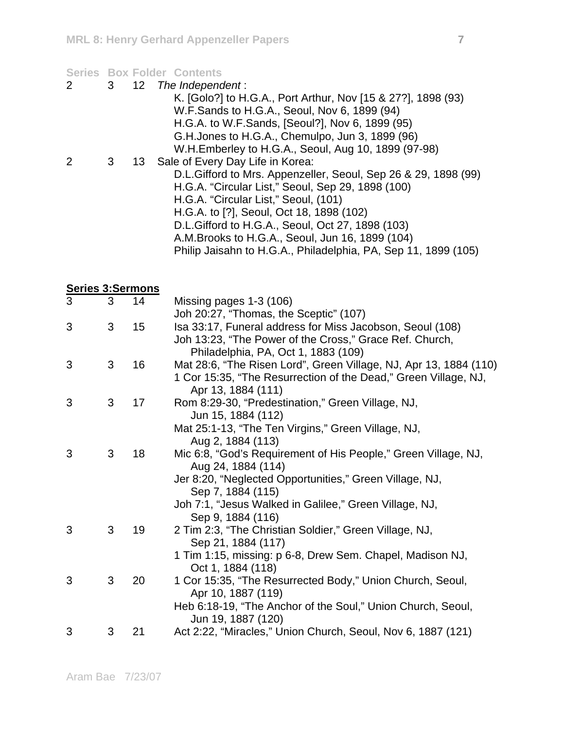| Series | Box | Folder | Contents |
|---|---|---|---|
| 2 | 3 | 12 | *The Independent* : |
| | | | K. [Golo?] to H.G.A., Port Arthur, Nov [15 & 27?], 1898 (93) |
| | | | W.F.Sands to H.G.A., Seoul, Nov 6, 1899 (94) |
| | | | H.G.A. to W.F.Sands, [Seoul?], Nov 6, 1899 (95) |
| | | | G.H.Jones to H.G.A., Chemulpo, Jun 3, 1899 (96) |
| | | | W.H.Emberley to H.G.A., Seoul, Aug 10, 1899 (97-98) |
| 2 | 3 | 13 | Sale of Every Day Life in Korea: |
| | | | D.L.Gifford to Mrs. Appenzeller, Seoul, Sep 26 & 29, 1898 (99) |
| | | | H.G.A. "Circular List," Seoul, Sep 29, 1898 (100) |
| | | | H.G.A. "Circular List," Seoul, (101) |
| | | | H.G.A. to [?], Seoul, Oct 18, 1898 (102) |
| | | | D.L.Gifford to H.G.A., Seoul, Oct 27, 1898 (103) |
| | | | A.M.Brooks to H.G.A., Seoul, Jun 16, 1899 (104) |
| | | | Philip Jaisahn to H.G.A., Philadelphia, PA, Sep 11, 1899 (105) |

**Series 3:Sermons**

| Series | Box | Folder | Contents |
|---|---|---|---|
| 3 | 3 | 14 | Missing pages 1-3 (106) |
| | | | Joh 20:27, "Thomas, the Sceptic" (107) |
| 3 | 3 | 15 | Isa 33:17, Funeral address for Miss Jacobson, Seoul (108) |
| | | | Joh 13:23, "The Power of the Cross," Grace Ref. Church, Philadelphia, PA, Oct 1, 1883 (109) |
| 3 | 3 | 16 | Mat 28:6, "The Risen Lord", Green Village, NJ, Apr 13, 1884 (110) |
| | | | 1 Cor 15:35, "The Resurrection of the Dead," Green Village, NJ, Apr 13, 1884 (111) |
| 3 | 3 | 17 | Rom 8:29-30, "Predestination," Green Village, NJ, Jun 15, 1884 (112) |
| | | | Mat 25:1-13, "The Ten Virgins," Green Village, NJ, Aug 2, 1884 (113) |
| 3 | 3 | 18 | Mic 6:8, "God's Requirement of His People," Green Village, NJ, Aug 24, 1884 (114) |
| | | | Jer 8:20, "Neglected Opportunities," Green Village, NJ, Sep 7, 1884 (115) |
| | | | Joh 7:1, "Jesus Walked in Galilee," Green Village, NJ, Sep 9, 1884 (116) |
| 3 | 3 | 19 | 2 Tim 2:3, "The Christian Soldier," Green Village, NJ, Sep 21, 1884 (117) |
| | | | 1 Tim 1:15, missing: p 6-8, Drew Sem. Chapel, Madison NJ, Oct 1, 1884 (118) |
| 3 | 3 | 20 | 1 Cor 15:35, "The Resurrected Body," Union Church, Seoul, Apr 10, 1887 (119) |
| | | | Heb 6:18-19, "The Anchor of the Soul," Union Church, Seoul, Jun 19, 1887 (120) |
| 3 | 3 | 21 | Act 2:22, "Miracles," Union Church, Seoul, Nov 6, 1887 (121) |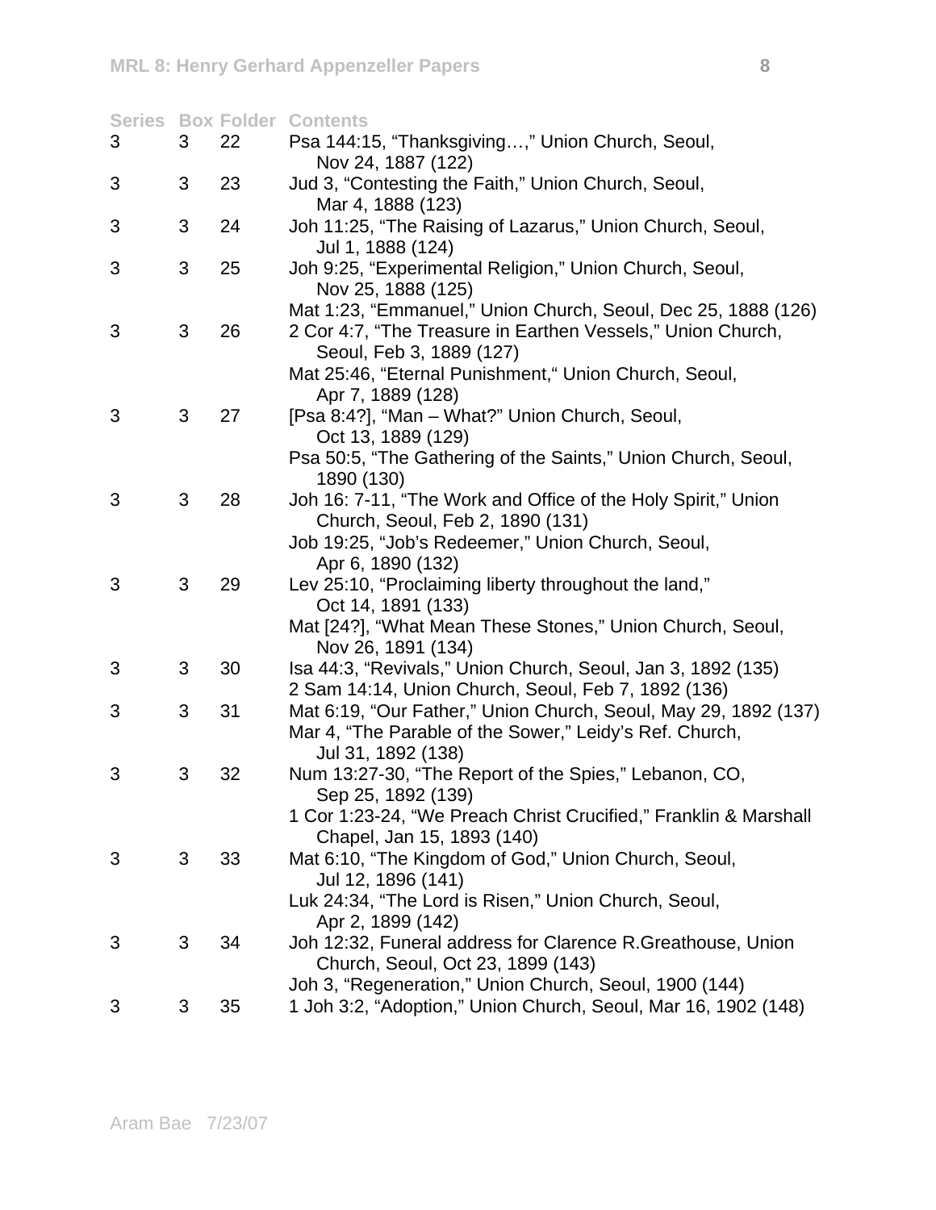| Series | Box | Folder | Contents |
|---|---|---|---|
| 3 | 3 | 22 | Psa 144:15, “Thanksgiving…,” Union Church, Seoul, Nov 24, 1887 (122) |
| 3 | 3 | 23 | Jud 3, “Contesting the Faith,” Union Church, Seoul, Mar 4, 1888 (123) |
| 3 | 3 | 24 | Joh 11:25, “The Raising of Lazarus,” Union Church, Seoul, Jul 1, 1888 (124) |
| 3 | 3 | 25 | Joh 9:25, “Experimental Religion,” Union Church, Seoul, Nov 25, 1888 (125) |
| | | | Mat 1:23, “Emmanuel,” Union Church, Seoul, Dec 25, 1888 (126) |
| 3 | 3 | 26 | 2 Cor 4:7, “The Treasure in Earthen Vessels,” Union Church, Seoul, Feb 3, 1889 (127) |
| | | | Mat 25:46, “Eternal Punishment,“ Union Church, Seoul, Apr 7, 1889 (128) |
| 3 | 3 | 27 | [Psa 8:4?], “Man – What?” Union Church, Seoul, Oct 13, 1889 (129) |
| | | | Psa 50:5, “The Gathering of the Saints,” Union Church, Seoul, 1890 (130) |
| 3 | 3 | 28 | Joh 16: 7-11, “The Work and Office of the Holy Spirit,” Union Church, Seoul, Feb 2, 1890 (131) |
| | | | Job 19:25, “Job’s Redeemer,” Union Church, Seoul, Apr 6, 1890 (132) |
| 3 | 3 | 29 | Lev 25:10, “Proclaiming liberty throughout the land,” Oct 14, 1891 (133) |
| | | | Mat [24?], “What Mean These Stones,” Union Church, Seoul, Nov 26, 1891 (134) |
| 3 | 3 | 30 | Isa 44:3, “Revivals,” Union Church, Seoul, Jan 3, 1892 (135) |
| | | | 2 Sam 14:14, Union Church, Seoul, Feb 7, 1892 (136) |
| 3 | 3 | 31 | Mat 6:19, “Our Father,” Union Church, Seoul, May 29, 1892 (137) |
| | | | Mar 4, “The Parable of the Sower,” Leidy’s Ref. Church, Jul 31, 1892 (138) |
| 3 | 3 | 32 | Num 13:27-30, “The Report of the Spies,” Lebanon, CO, Sep 25, 1892 (139) |
| | | | 1 Cor 1:23-24, “We Preach Christ Crucified,” Franklin & Marshall Chapel, Jan 15, 1893 (140) |
| 3 | 3 | 33 | Mat 6:10, “The Kingdom of God,” Union Church, Seoul, Jul 12, 1896 (141) |
| | | | Luk 24:34, “The Lord is Risen,” Union Church, Seoul, Apr 2, 1899 (142) |
| 3 | 3 | 34 | Joh 12:32, Funeral address for Clarence R.Greathouse, Union Church, Seoul, Oct 23, 1899 (143) |
| | | | Joh 3, “Regeneration,” Union Church, Seoul, 1900 (144) |
| 3 | 3 | 35 | 1 Joh 3:2, “Adoption,” Union Church, Seoul, Mar 16, 1902 (148) |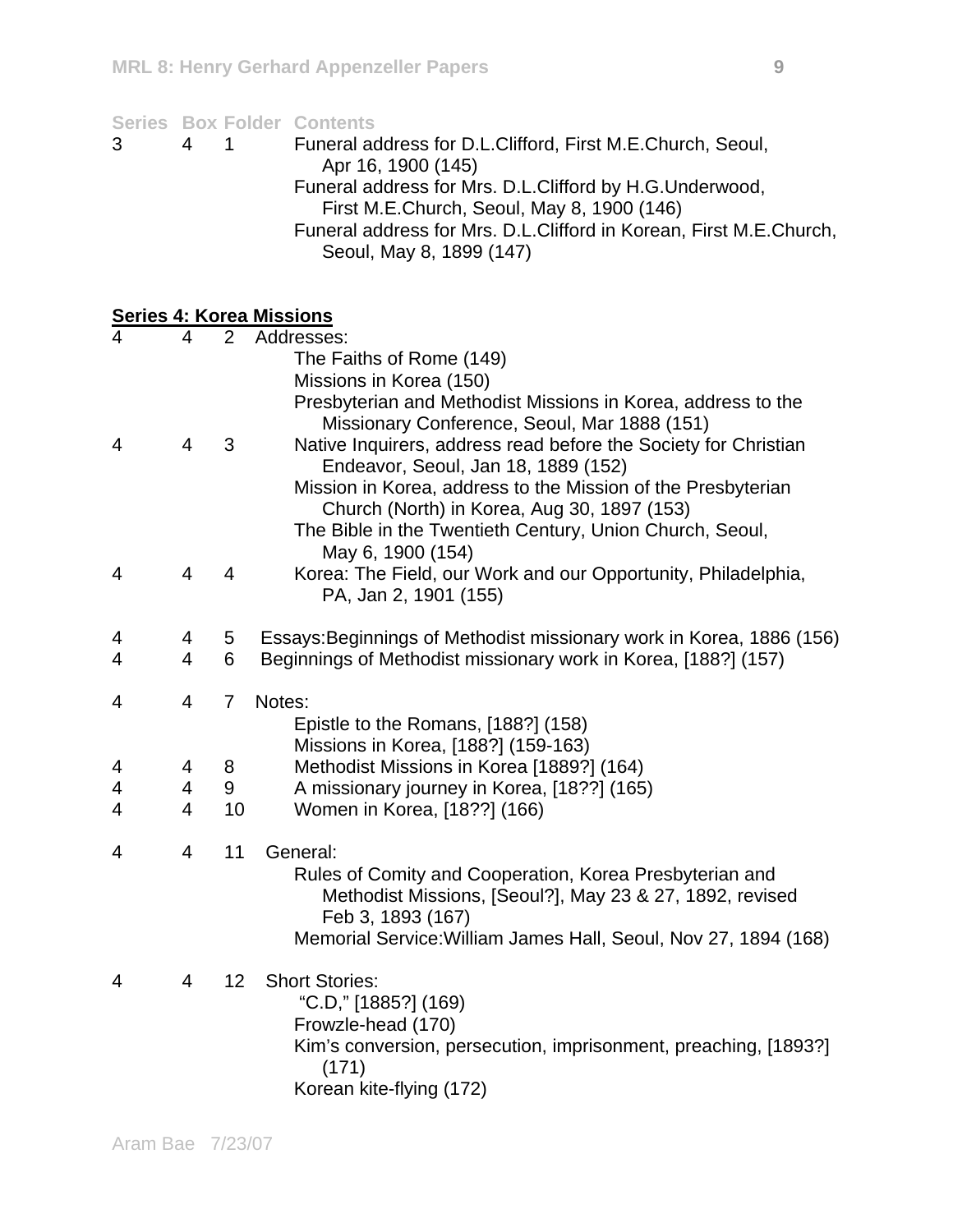| Series | Box | Folder | Contents |
|---|---|---|---|
| 3 | 4 | 1 | Funeral address for D.L.Clifford, First M.E.Church, Seoul, Apr 16, 1900 (145) |
| | | | Funeral address for Mrs. D.L.Clifford by H.G.Underwood, First M.E.Church, Seoul, May 8, 1900 (146) |
| | | | Funeral address for Mrs. D.L.Clifford in Korean, First M.E.Church, Seoul, May 8, 1899 (147) |

**Series 4: Korea Missions**

| Series | Box | Folder | Contents |
|---|---|---|---|
| 4 | 4 | 2 | Addresses: |
| | | | The Faiths of Rome (149) |
| | | | Missions in Korea (150) |
| | | | Presbyterian and Methodist Missions in Korea, address to the Missionary Conference, Seoul, Mar 1888 (151) |
| 4 | 4 | 3 | Native Inquirers, address read before the Society for Christian Endeavor, Seoul, Jan 18, 1889 (152) |
| | | | Mission in Korea, address to the Mission of the Presbyterian Church (North) in Korea, Aug 30, 1897 (153) |
| | | | The Bible in the Twentieth Century, Union Church, Seoul, May 6, 1900 (154) |
| 4 | 4 | 4 | Korea: The Field, our Work and our Opportunity, Philadelphia, PA, Jan 2, 1901 (155) |
| 4 | 4 | 5 | Essays:Beginnings of Methodist missionary work in Korea, 1886 (156) |
| 4 | 4 | 6 | Beginnings of Methodist missionary work in Korea, [188?] (157) |
| 4 | 4 | 7 | Notes: |
| | | | Epistle to the Romans, [188?] (158) |
| | | | Missions in Korea, [188?] (159-163) |
| 4 | 4 | 8 | Methodist Missions in Korea [1889?] (164) |
| 4 | 4 | 9 | A missionary journey in Korea, [18??] (165) |
| 4 | 4 | 10 | Women in Korea, [18??] (166) |
| 4 | 4 | 11 | General: |
| | | | Rules of Comity and Cooperation, Korea Presbyterian and Methodist Missions, [Seoul?], May 23 & 27, 1892, revised Feb 3, 1893 (167) |
| | | | Memorial Service:William James Hall, Seoul, Nov 27, 1894 (168) |
| 4 | 4 | 12 | Short Stories: |
| | | | "C.D," [1885?] (169) |
| | | | Frowzle-head (170) |
| | | | Kim's conversion, persecution, imprisonment, preaching, [1893?] (171) |
| | | | Korean kite-flying (172) |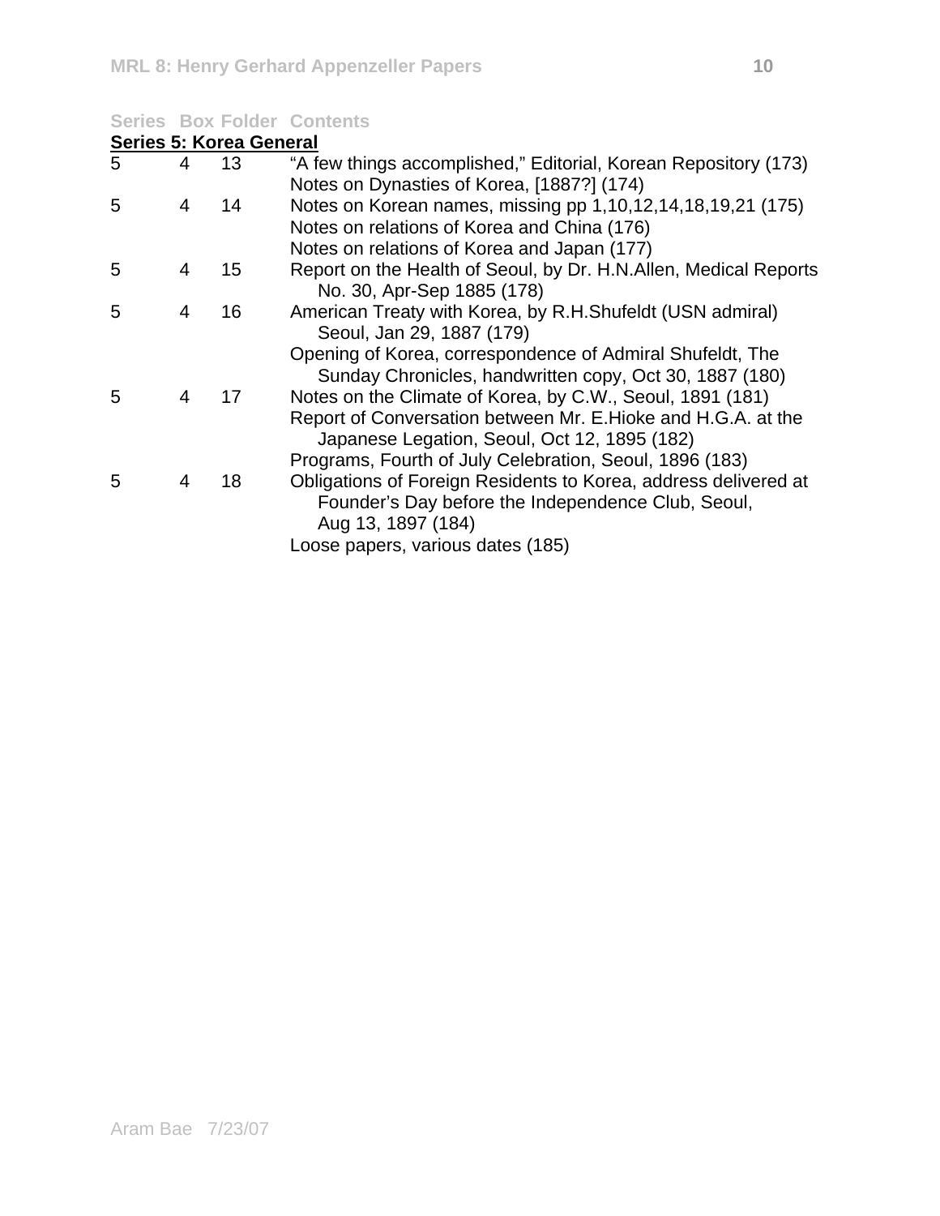| Series | Box | Folder | Contents |
|---|---|---|---|
| **Series 5: Korea General** | | | |
| 5 | 4 | 13 | "A few things accomplished," Editorial, Korean Repository (173) |
| | | | Notes on Dynasties of Korea, [1887?] (174) |
| 5 | 4 | 14 | Notes on Korean names, missing pp 1,10,12,14,18,19,21 (175) |
| | | | Notes on relations of Korea and China (176) |
| | | | Notes on relations of Korea and Japan (177) |
| 5 | 4 | 15 | Report on the Health of Seoul, by Dr. H.N.Allen, Medical Reports No. 30, Apr-Sep 1885 (178) |
| 5 | 4 | 16 | American Treaty with Korea, by R.H.Shufeldt (USN admiral) Seoul, Jan 29, 1887 (179) |
| | | | Opening of Korea, correspondence of Admiral Shufeldt, The Sunday Chronicles, handwritten copy, Oct 30, 1887 (180) |
| 5 | 4 | 17 | Notes on the Climate of Korea, by C.W., Seoul, 1891 (181) |
| | | | Report of Conversation between Mr. E.Hioke and H.G.A. at the Japanese Legation, Seoul, Oct 12, 1895 (182) |
| | | | Programs, Fourth of July Celebration, Seoul, 1896 (183) |
| 5 | 4 | 18 | Obligations of Foreign Residents to Korea, address delivered at Founder's Day before the Independence Club, Seoul, Aug 13, 1897 (184) |
| | | | Loose papers, various dates (185) |